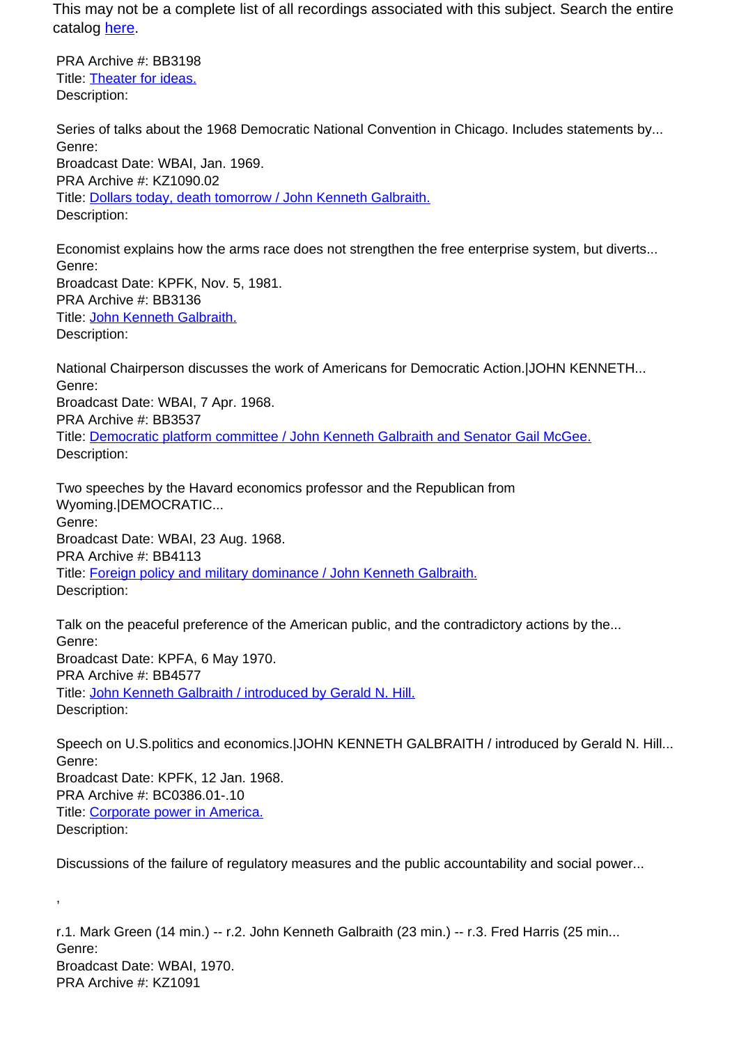This may not be a complete list of all recordings associated with this subject. Search the entire catalog [here](#).

PRA Archive #: BB3198
Title: [Theater for ideas.](#)
Description:

Series of talks about the 1968 Democratic National Convention in Chicago. Includes statements by...
Genre:
Broadcast Date: WBAI, Jan. 1969.
PRA Archive #: KZ1090.02
Title: [Dollars today, death tomorrow / John Kenneth Galbraith.](#)
Description:

Economist explains how the arms race does not strengthen the free enterprise system, but diverts...
Genre:
Broadcast Date: KPFK, Nov. 5, 1981.
PRA Archive #: BB3136
Title: [John Kenneth Galbraith.](#)
Description:

National Chairperson discusses the work of Americans for Democratic Action.|JOHN KENNETH...
Genre:
Broadcast Date: WBAI, 7 Apr. 1968.
PRA Archive #: BB3537
Title: [Democratic platform committee / John Kenneth Galbraith and Senator Gail McGee.](#)
Description:

Two speeches by the Havard economics professor and the Republican from Wyoming.|DEMOCRATIC...
Genre:
Broadcast Date: WBAI, 23 Aug. 1968.
PRA Archive #: BB4113
Title: [Foreign policy and military dominance / John Kenneth Galbraith.](#)
Description:

Talk on the peaceful preference of the American public, and the contradictory actions by the...
Genre:
Broadcast Date: KPFA, 6 May 1970.
PRA Archive #: BB4577
Title: [John Kenneth Galbraith / introduced by Gerald N. Hill.](#)
Description:

Speech on U.S.politics and economics.|JOHN KENNETH GALBRAITH / introduced by Gerald N. Hill...
Genre:
Broadcast Date: KPFK, 12 Jan. 1968.
PRA Archive #: BC0386.01-.10
Title: [Corporate power in America.](#)
Description:

Discussions of the failure of regulatory measures and the public accountability and social power...

,

r.1. Mark Green (14 min.) -- r.2. John Kenneth Galbraith (23 min.) -- r.3. Fred Harris (25 min...
Genre:
Broadcast Date: WBAI, 1970.
PRA Archive #: KZ1091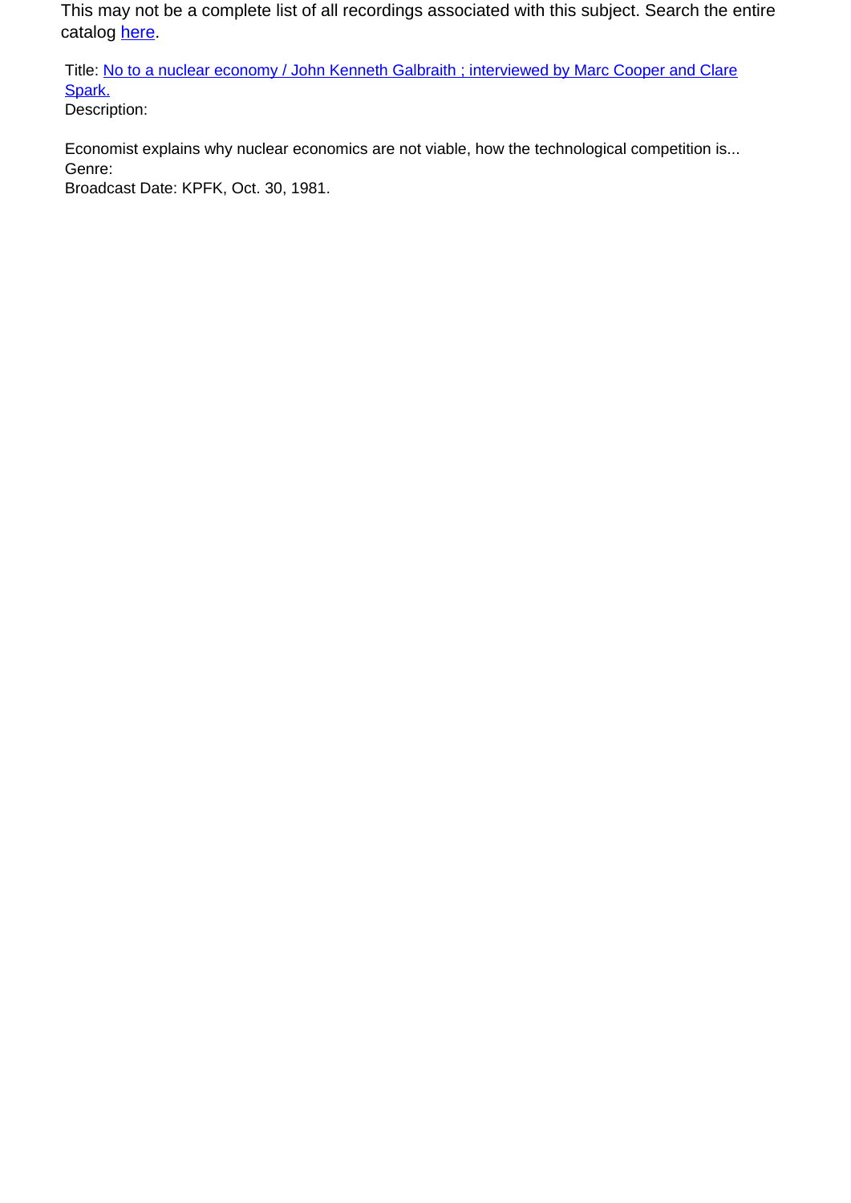This may not be a complete list of all recordings associated with this subject. Search the entire catalog here.

Title: No to a nuclear economy / John Kenneth Galbraith ; interviewed by Marc Cooper and Clare Spark.
Description:

Economist explains why nuclear economics are not viable, how the technological competition is...
Genre:
Broadcast Date: KPFK, Oct. 30, 1981.